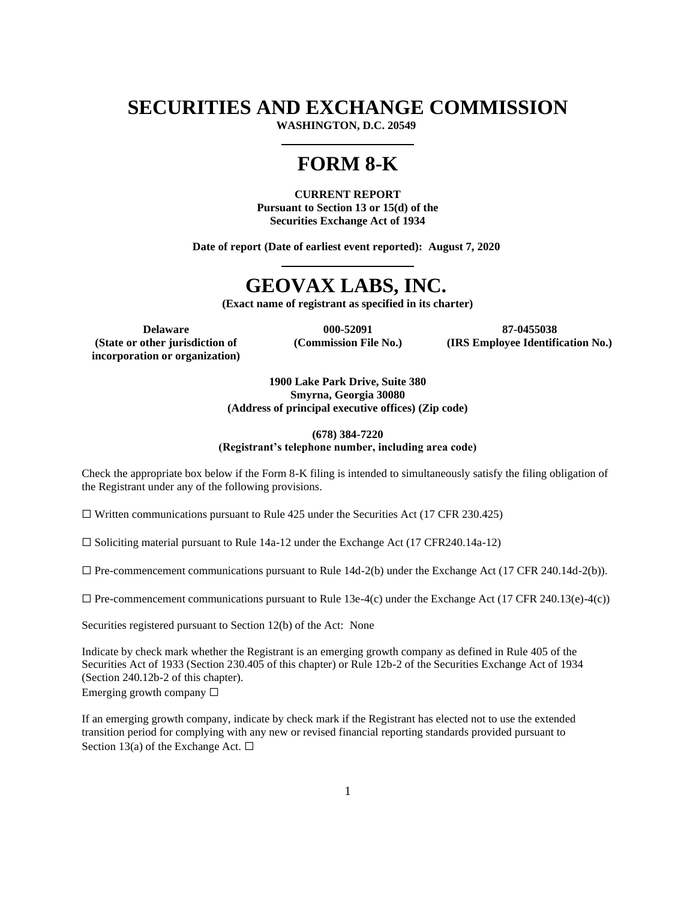# SECURITIES AND EXCHANGE COMMISSION

**WASHINGTON, D.C. 20549**

# FORM 8-K

**CURRENT REPORT**
**Pursuant to Section 13 or 15(d) of the**
**Securities Exchange Act of 1934**

**Date of report (Date of earliest event reported): August 7, 2020**

# GEOVAX LABS, INC.

**(Exact name of registrant as specified in its charter)**

| Delaware | 000-52091 | 87-0455038 |
|---|---|---|
| (State or other jurisdiction of incorporation or organization) | (Commission File No.) | (IRS Employee Identification No.) |

**1900 Lake Park Drive, Suite 380**
**Smyrna, Georgia 30080**
**(Address of principal executive offices) (Zip code)**

**(678) 384-7220**
**(Registrant's telephone number, including area code)**

Check the appropriate box below if the Form 8-K filing is intended to simultaneously satisfy the filing obligation of the Registrant under any of the following provisions.

☐ Written communications pursuant to Rule 425 under the Securities Act (17 CFR 230.425)

☐ Soliciting material pursuant to Rule 14a-12 under the Exchange Act (17 CFR240.14a-12)

☐ Pre-commencement communications pursuant to Rule 14d-2(b) under the Exchange Act (17 CFR 240.14d-2(b)).

☐ Pre-commencement communications pursuant to Rule 13e-4(c) under the Exchange Act (17 CFR 240.13(e)-4(c))

Securities registered pursuant to Section 12(b) of the Act: None

Indicate by check mark whether the Registrant is an emerging growth company as defined in Rule 405 of the Securities Act of 1933 (Section 230.405 of this chapter) or Rule 12b-2 of the Securities Exchange Act of 1934 (Section 240.12b-2 of this chapter).
Emerging growth company ☐

If an emerging growth company, indicate by check mark if the Registrant has elected not to use the extended transition period for complying with any new or revised financial reporting standards provided pursuant to Section 13(a) of the Exchange Act. ☐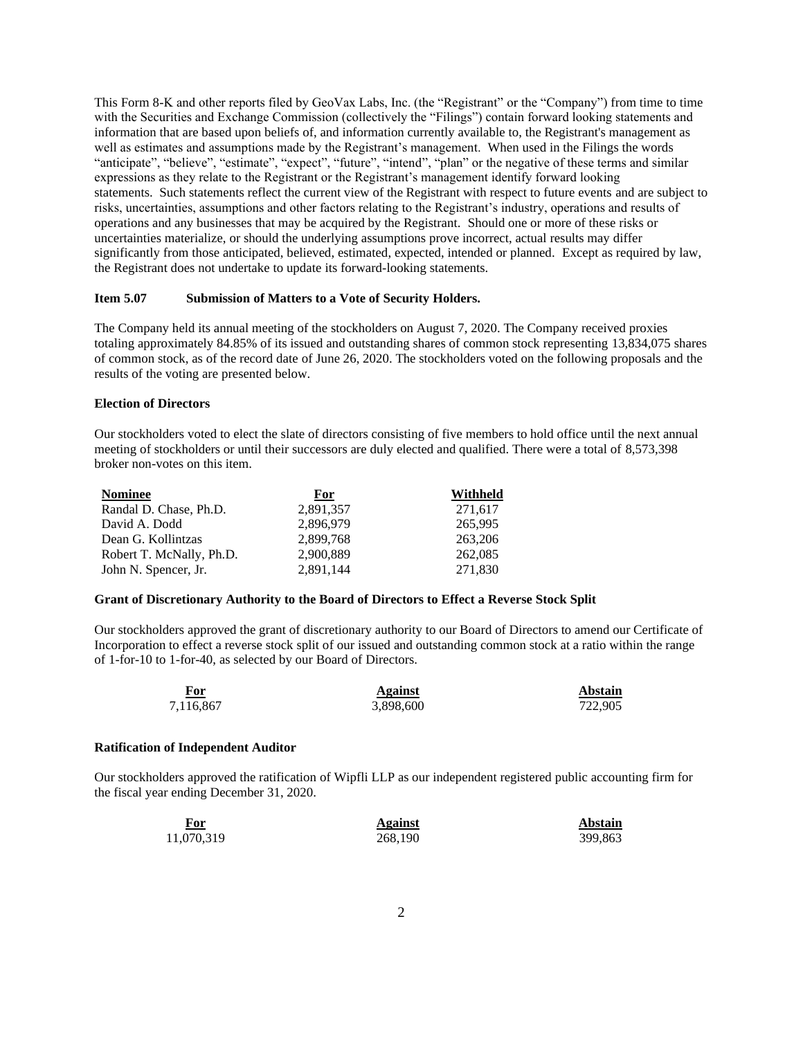This Form 8-K and other reports filed by GeoVax Labs, Inc. (the "Registrant" or the "Company") from time to time with the Securities and Exchange Commission (collectively the "Filings") contain forward looking statements and information that are based upon beliefs of, and information currently available to, the Registrant's management as well as estimates and assumptions made by the Registrant's management. When used in the Filings the words "anticipate", "believe", "estimate", "expect", "future", "intend", "plan" or the negative of these terms and similar expressions as they relate to the Registrant or the Registrant's management identify forward looking statements. Such statements reflect the current view of the Registrant with respect to future events and are subject to risks, uncertainties, assumptions and other factors relating to the Registrant's industry, operations and results of operations and any businesses that may be acquired by the Registrant. Should one or more of these risks or uncertainties materialize, or should the underlying assumptions prove incorrect, actual results may differ significantly from those anticipated, believed, estimated, expected, intended or planned. Except as required by law, the Registrant does not undertake to update its forward-looking statements.

**Item 5.07 Submission of Matters to a Vote of Security Holders.**

The Company held its annual meeting of the stockholders on August 7, 2020. The Company received proxies totaling approximately 84.85% of its issued and outstanding shares of common stock representing 13,834,075 shares of common stock, as of the record date of June 26, 2020. The stockholders voted on the following proposals and the results of the voting are presented below.

**Election of Directors**

Our stockholders voted to elect the slate of directors consisting of five members to hold office until the next annual meeting of stockholders or until their successors are duly elected and qualified. There were a total of 8,573,398 broker non-votes on this item.

| Nominee | For | Withheld |
|---|---|---|
| Randal D. Chase, Ph.D. | 2,891,357 | 271,617 |
| David A. Dodd | 2,896,979 | 265,995 |
| Dean G. Kollintzas | 2,899,768 | 263,206 |
| Robert T. McNally, Ph.D. | 2,900,889 | 262,085 |
| John N. Spencer, Jr. | 2,891,144 | 271,830 |

**Grant of Discretionary Authority to the Board of Directors to Effect a Reverse Stock Split**

Our stockholders approved the grant of discretionary authority to our Board of Directors to amend our Certificate of Incorporation to effect a reverse stock split of our issued and outstanding common stock at a ratio within the range of 1-for-10 to 1-for-40, as selected by our Board of Directors.

| For | Against | Abstain |
|---|---|---|
| 7,116,867 | 3,898,600 | 722,905 |

**Ratification of Independent Auditor**

Our stockholders approved the ratification of Wipfli LLP as our independent registered public accounting firm for the fiscal year ending December 31, 2020.

| For | Against | Abstain |
|---|---|---|
| 11,070,319 | 268,190 | 399,863 |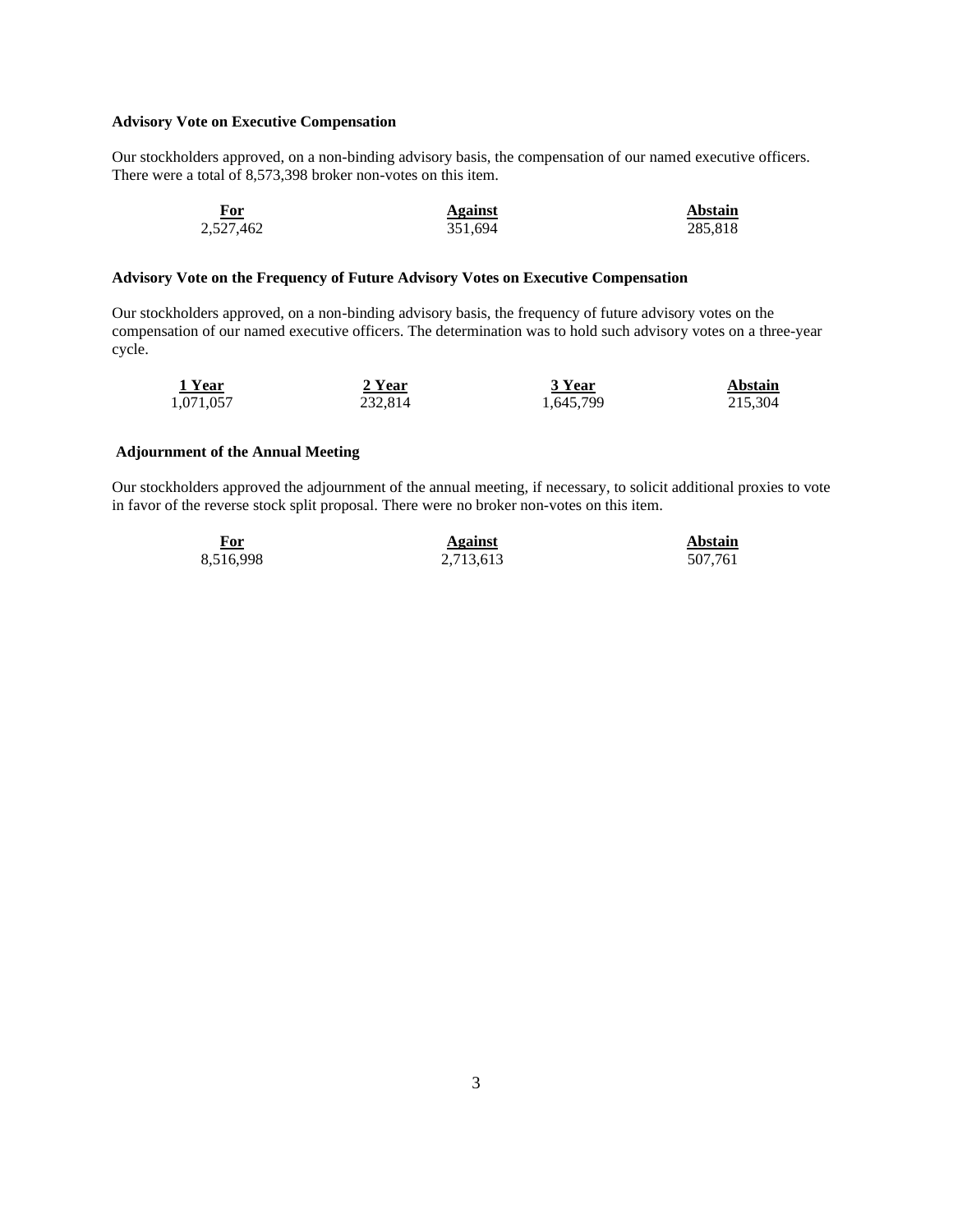**Advisory Vote on Executive Compensation**

Our stockholders approved, on a non-binding advisory basis, the compensation of our named executive officers. There were a total of 8,573,398 broker non-votes on this item.

| For | Against | Abstain |
|---|---|---|
| 2,527,462 | 351,694 | 285,818 |

**Advisory Vote on the Frequency of Future Advisory Votes on Executive Compensation**

Our stockholders approved, on a non-binding advisory basis, the frequency of future advisory votes on the compensation of our named executive officers. The determination was to hold such advisory votes on a three-year cycle.

| 1 Year | 2 Year | 3 Year | Abstain |
|---|---|---|---|
| 1,071,057 | 232,814 | 1,645,799 | 215,304 |

**Adjournment of the Annual Meeting**

Our stockholders approved the adjournment of the annual meeting, if necessary, to solicit additional proxies to vote in favor of the reverse stock split proposal. There were no broker non-votes on this item.

| For | Against | Abstain |
|---|---|---|
| 8,516,998 | 2,713,613 | 507,761 |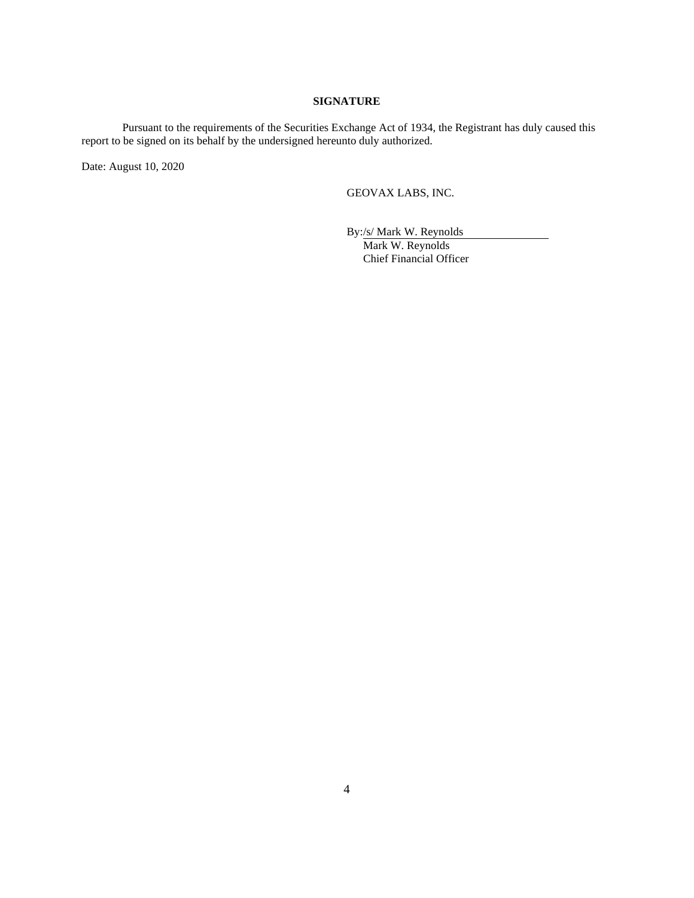**SIGNATURE**

Pursuant to the requirements of the Securities Exchange Act of 1934, the Registrant has duly caused this report to be signed on its behalf by the undersigned hereunto duly authorized.

Date: August 10, 2020

GEOVAX LABS, INC.

By:/s/ Mark W. Reynolds
Mark W. Reynolds
Chief Financial Officer